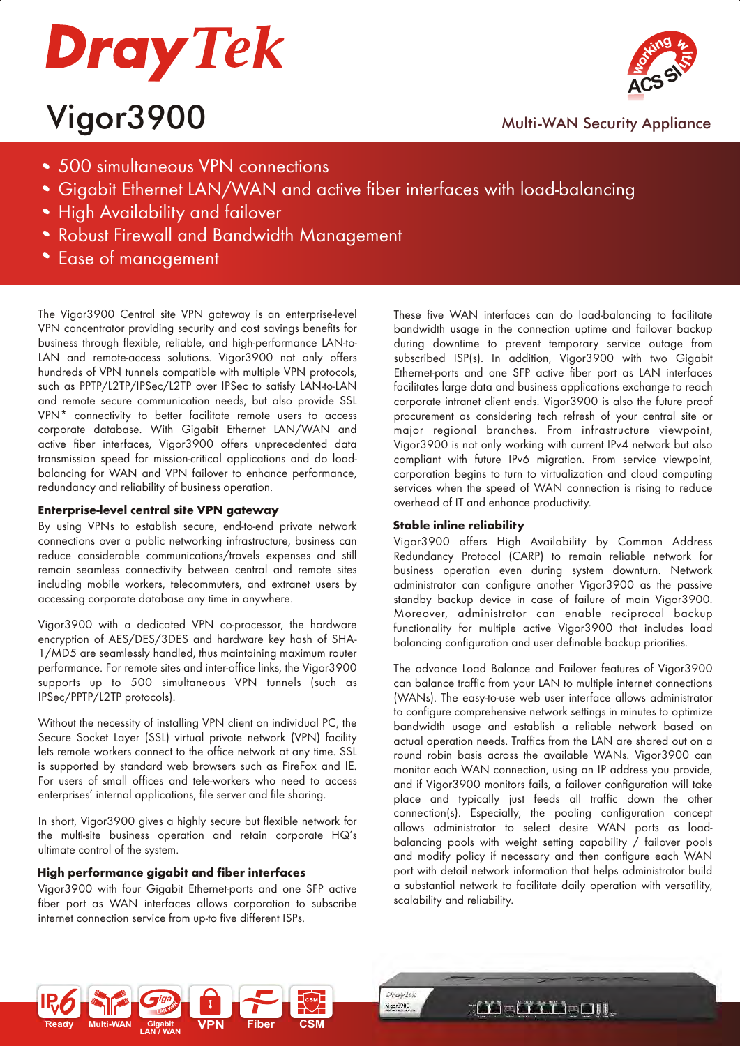# DrayTek

# Vigor3900

Multi-WAN Security Appliance

- 500 simultaneous VPN connections
- Gigabit Ethernet LAN/WAN and active fiber interfaces with load-balancing
- High Availability and failover
- Robust Firewall and Bandwidth Management
- Ease of management

The Vigor3900 Central site VPN gateway is an enterprise-level VPN concentrator providing security and cost savings benefits for business through flexible, reliable, and high-performance LAN-to-LAN and remote-access solutions. Vigor3900 not only offers hundreds of VPN tunnels compatible with multiple VPN protocols, such as PPTP/L2TP/IPSec/L2TP over IPSec to satisfy LAN-to-LAN and remote secure communication needs, but also provide SSL VPN* connectivity to better facilitate remote users to access corporate database. With Gigabit Ethernet LAN/WAN and active fiber interfaces, Vigor3900 offers unprecedented data transmission speed for mission-critical applications and do load-balancing for WAN and VPN failover to enhance performance, redundancy and reliability of business operation.

### Enterprise-level central site VPN gateway

By using VPNs to establish secure, end-to-end private network connections over a public networking infrastructure, business can reduce considerable communications/travels expenses and still remain seamless connectivity between central and remote sites including mobile workers, telecommuters, and extranet users by accessing corporate database any time in anywhere.

Vigor3900 with a dedicated VPN co-processor, the hardware encryption of AES/DES/3DES and hardware key hash of SHA-1/MD5 are seamlessly handled, thus maintaining maximum router performance. For remote sites and inter-office links, the Vigor3900 supports up to 500 simultaneous VPN tunnels (such as IPSec/PPTP/L2TP protocols).

Without the necessity of installing VPN client on individual PC, the Secure Socket Layer (SSL) virtual private network (VPN) facility lets remote workers connect to the office network at any time. SSL is supported by standard web browsers such as FireFox and IE. For users of small offices and tele-workers who need to access enterprises' internal applications, file server and file sharing.

In short, Vigor3900 gives a highly secure but flexible network for the multi-site business operation and retain corporate HQ's ultimate control of the system.

### High performance gigabit and fiber interfaces

Vigor3900 with four Gigabit Ethernet-ports and one SFP active fiber port as WAN interfaces allows corporation to subscribe internet connection service from up-to five different ISPs.

These five WAN interfaces can do load-balancing to facilitate bandwidth usage in the connection uptime and failover backup during downtime to prevent temporary service outage from subscribed ISP(s). In addition, Vigor3900 with two Gigabit Ethernet-ports and one SFP active fiber port as LAN interfaces facilitates large data and business applications exchange to reach corporate intranet client ends. Vigor3900 is also the future proof procurement as considering tech refresh of your central site or major regional branches. From infrastructure viewpoint, Vigor3900 is not only working with current IPv4 network but also compliant with future IPv6 migration. From service viewpoint, corporation begins to turn to virtualization and cloud computing services when the speed of WAN connection is rising to reduce overhead of IT and enhance productivity.

### Stable inline reliability

Vigor3900 offers High Availability by Common Address Redundancy Protocol (CARP) to remain reliable network for business operation even during system downturn. Network administrator can configure another Vigor3900 as the passive standby backup device in case of failure of main Vigor3900. Moreover, administrator can enable reciprocal backup functionality for multiple active Vigor3900 that includes load balancing configuration and user definable backup priorities.

The advance Load Balance and Failover features of Vigor3900 can balance traffic from your LAN to multiple internet connections (WANs). The easy-to-use web user interface allows administrator to configure comprehensive network settings in minutes to optimize bandwidth usage and establish a reliable network based on actual operation needs. Traffics from the LAN are shared out on a round robin basis across the available WANs. Vigor3900 can monitor each WAN connection, using an IP address you provide, and if Vigor3900 monitors fails, a failover configuration will take place and typically just feeds all traffic down the other connection(s). Especially, the pooling configuration concept allows administrator to select desire WAN ports as load-balancing pools with weight setting capability / failover pools and modify policy if necessary and then configure each WAN port with detail network information that helps administrator build a substantial network to facilitate daily operation with versatility, scalability and reliability.

IPv6 Ready | Multi-WAN | Gigabit LAN / WAN | VPN | Fiber | CSM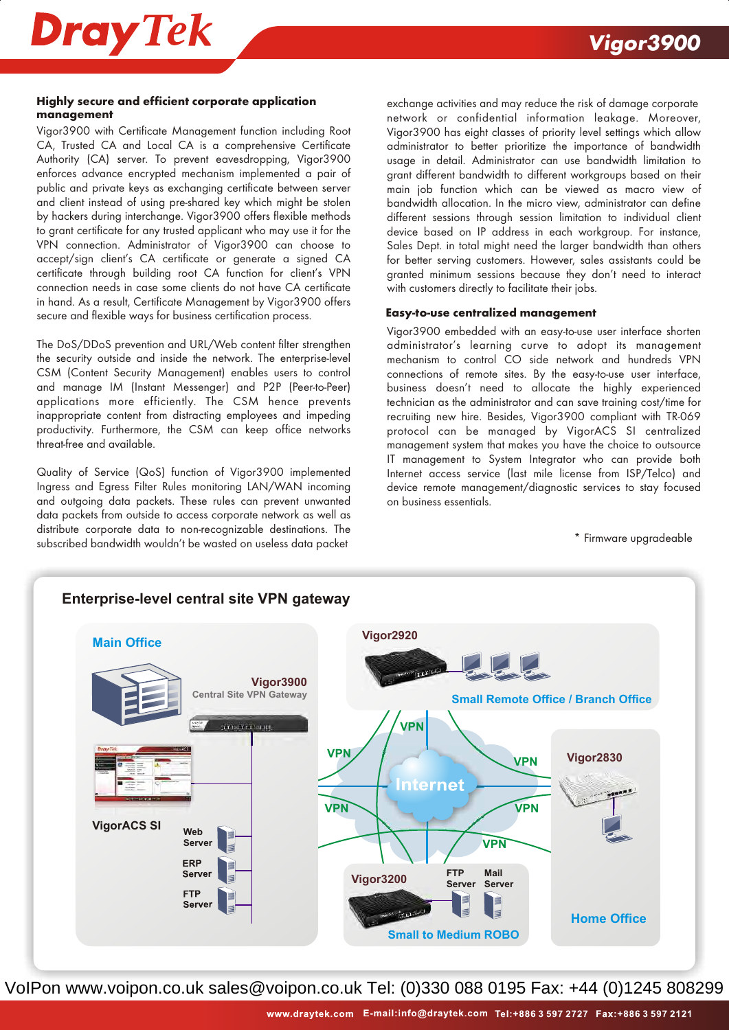### Highly secure and efficient corporate application management

Vigor3900 with Certificate Management function including Root CA, Trusted CA and Local CA is a comprehensive Certificate Authority (CA) server. To prevent eavesdropping, Vigor3900 enforces advance encrypted mechanism implemented a pair of public and private keys as exchanging certificate between server and client instead of using pre-shared key which might be stolen by hackers during interchange. Vigor3900 offers flexible methods to grant certificate for any trusted applicant who may use it for the VPN connection. Administrator of Vigor3900 can choose to accept/sign client's CA certificate or generate a signed CA certificate through building root CA function for client's VPN connection needs in case some clients do not have CA certificate in hand. As a result, Certificate Management by Vigor3900 offers secure and flexible ways for business certification process.

The DoS/DDoS prevention and URL/Web content filter strengthen the security outside and inside the network. The enterprise-level CSM (Content Security Management) enables users to control and manage IM (Instant Messenger) and P2P (Peer-to-Peer) applications more efficiently. The CSM hence prevents inappropriate content from distracting employees and impeding productivity. Furthermore, the CSM can keep office networks threat-free and available.

Quality of Service (QoS) function of Vigor3900 implemented Ingress and Egress Filter Rules monitoring LAN/WAN incoming and outgoing data packets. These rules can prevent unwanted data packets from outside to access corporate network as well as distribute corporate data to non-recognizable destinations. The subscribed bandwidth wouldn't be wasted on useless data packet exchange activities and may reduce the risk of damage corporate network or confidential information leakage. Moreover, Vigor3900 has eight classes of priority level settings which allow administrator to better prioritize the importance of bandwidth usage in detail. Administrator can use bandwidth limitation to grant different bandwidth to different workgroups based on their main job function which can be viewed as macro view of bandwidth allocation. In the micro view, administrator can define different sessions through session limitation to individual client device based on IP address in each workgroup. For instance, Sales Dept. in total might need the larger bandwidth than others for better serving customers. However, sales assistants could be granted minimum sessions because they don't need to interact with customers directly to facilitate their jobs.

### Easy-to-use centralized management

Vigor3900 embedded with an easy-to-use user interface shorten administrator's learning curve to adopt its management mechanism to control CO side network and hundreds VPN connections of remote sites. By the easy-to-use user interface, business doesn't need to allocate the highly experienced technician as the administrator and can save training cost/time for recruiting new hire. Besides, Vigor3900 compliant with TR-069 protocol can be managed by VigorACS SI centralized management system that makes you have the choice to outsource IT management to System Integrator who can provide both Internet access service (last mile license from ISP/Telco) and device remote management/diagnostic services to stay focused on business essentials.

\* Firmware upgradeable

## Enterprise-level central site VPN gateway

Main Office — Vigor3900 Central Site VPN Gateway; VigorACS SI; Web Server; ERP Server; FTP Server

Vigor2920 — Small Remote Office / Branch Office

Vigor2830 — Home Office

Vigor3200 — FTP Server, Mail Server — Small to Medium ROBO

Internet; VPN

VoIPon www.voipon.co.uk sales@voipon.co.uk Tel: (0)330 088 0195 Fax: +44 (0)1245 808299

www.draytek.com E-mail:info@draytek.com Tel:+886 3 597 2727 Fax:+886 3 597 2121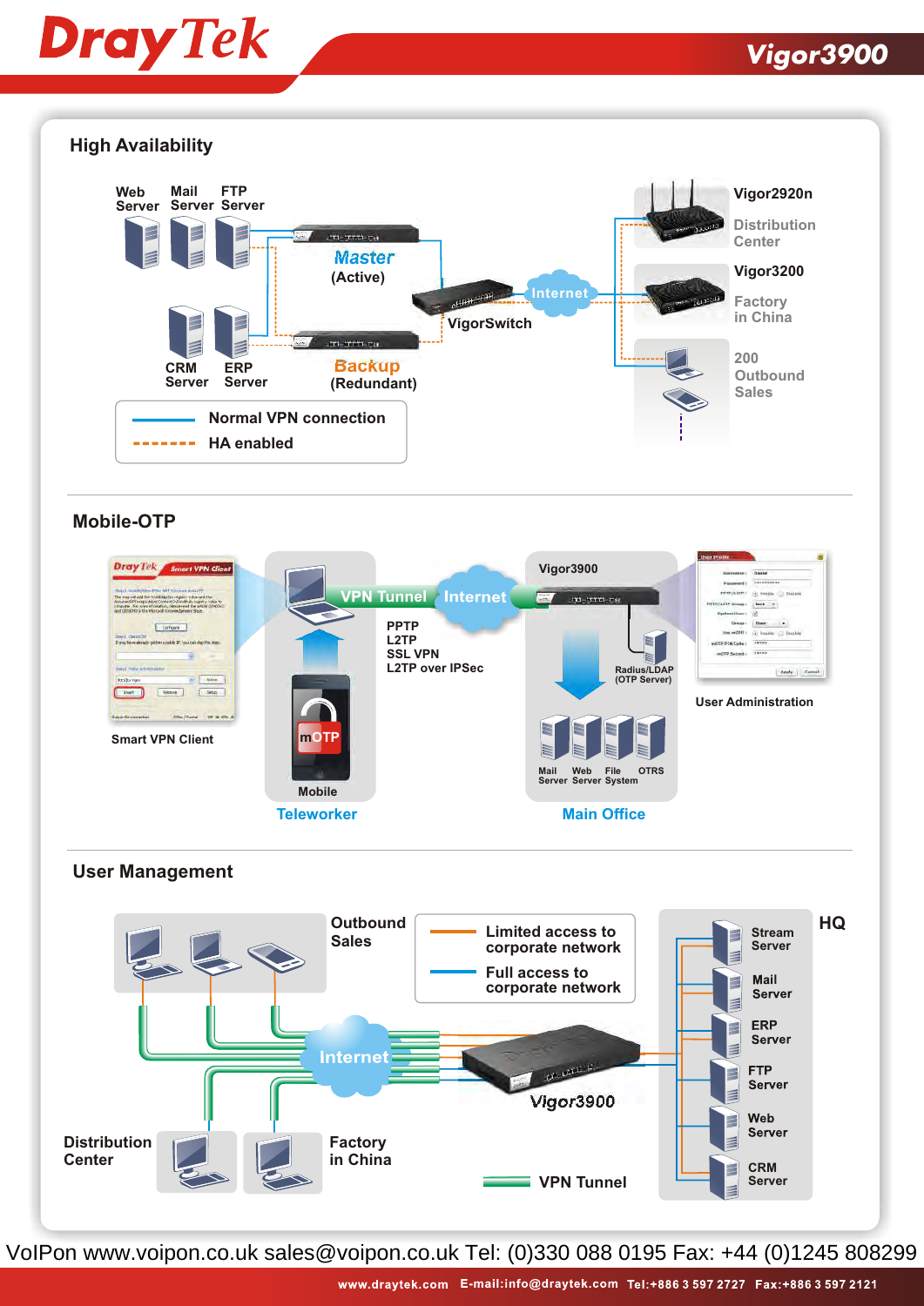## High Availability

Web Server
Mail Server
FTP Server
Master (Active)
VigorSwitch
Internet
Vigor2920n
Distribution Center
Vigor3200
Factory in China
CRM Server
ERP Server
Backup (Redundant)
200 Outbound Sales

Normal VPN connection
HA enabled

## Mobile-OTP

Smart VPN Client

VPN Tunnel
Internet
Vigor3900

PPTP
L2TP
SSL VPN
L2TP over IPSec

Radius/LDAP (OTP Server)

Mobile
Teleworker

Mail Server
Web Server
File System
OTRS
Main Office

User Administration

## User Management

Outbound Sales

Limited access to corporate network
Full access to corporate network

HQ
Stream Server
Mail Server
ERP Server
FTP Server
Web Server
CRM Server

Internet
Vigor3900

Distribution Center
Factory in China

VPN Tunnel

VoIPon www.voipon.co.uk sales@voipon.co.uk Tel: (0)330 088 0195 Fax: +44 (0)1245 808299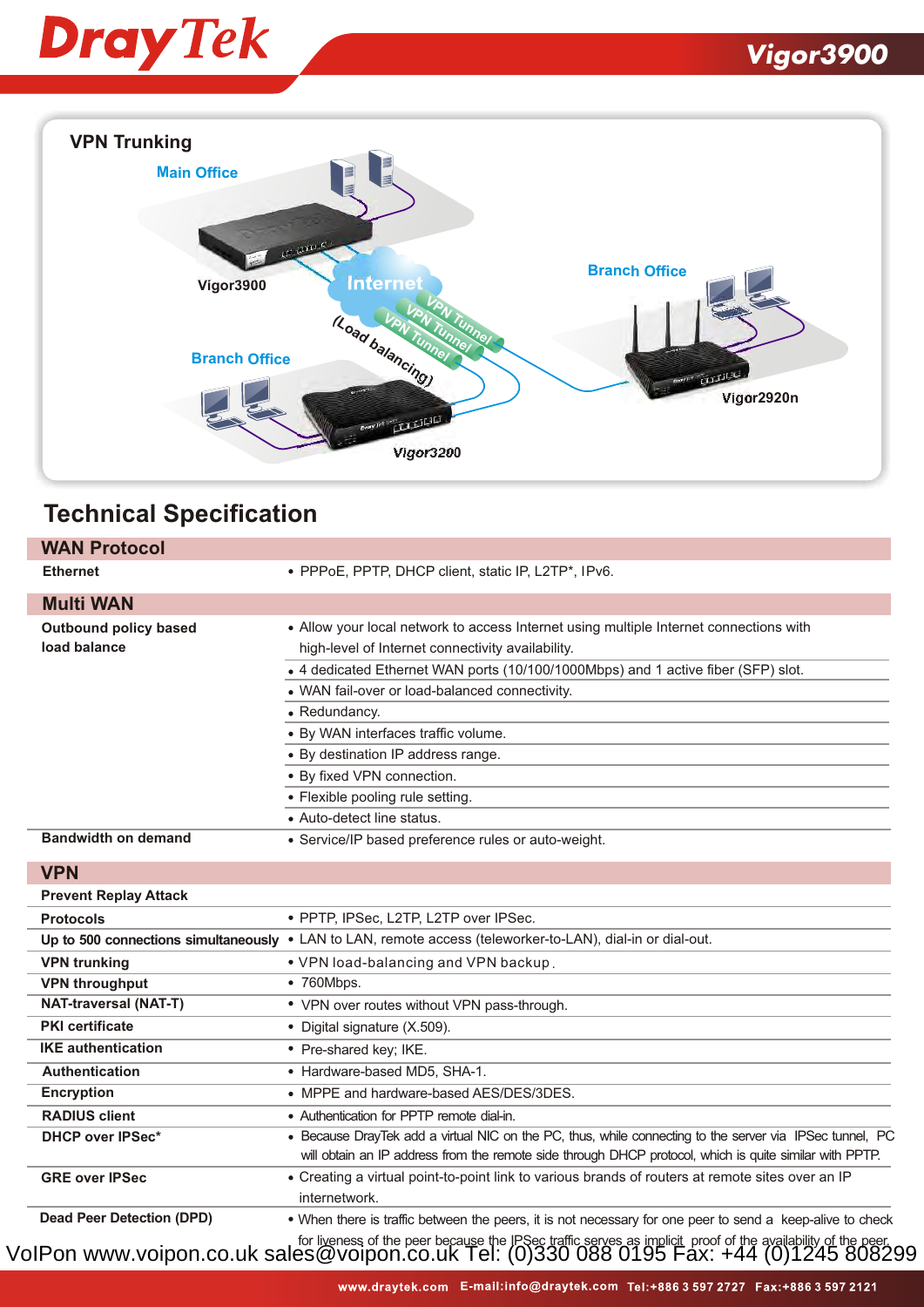## VPN Trunking

Main Office

Vigor3900

Internet

VPN Tunnel

VPN Tunnel

VPN Tunnel

(Load balancing)

Branch Office

Vigor2920n

Branch Office

Vigor3200

## Technical Specification

### WAN Protocol

| | |
|---|---|
| **Ethernet** | • PPPoE, PPTP, DHCP client, static IP, L2TP*, IPv6. |

### Multi WAN

| | |
|---|---|
| **Outbound policy based load balance** | • Allow your local network to access Internet using multiple Internet connections with high-level of Internet connectivity availability. |
| | • 4 dedicated Ethernet WAN ports (10/100/1000Mbps) and 1 active fiber (SFP) slot. |
| | • WAN fail-over or load-balanced connectivity. |
| | • Redundancy. |
| | • By WAN interfaces traffic volume. |
| | • By destination IP address range. |
| | • By fixed VPN connection. |
| | • Flexible pooling rule setting. |
| | • Auto-detect line status. |
| **Bandwidth on demand** | • Service/IP based preference rules or auto-weight. |

### VPN

| | |
|---|---|
| **Prevent Replay Attack** | |
| **Protocols** | • PPTP, IPSec, L2TP, L2TP over IPSec. |
| **Up to 500 connections simultaneously** | • LAN to LAN, remote access (teleworker-to-LAN), dial-in or dial-out. |
| **VPN trunking** | • VPN load-balancing and VPN backup. |
| **VPN throughput** | • 760Mbps. |
| **NAT-traversal (NAT-T)** | • VPN over routes without VPN pass-through. |
| **PKI certificate** | • Digital signature (X.509). |
| **IKE authentication** | • Pre-shared key; IKE. |
| **Authentication** | • Hardware-based MD5, SHA-1. |
| **Encryption** | • MPPE and hardware-based AES/DES/3DES. |
| **RADIUS client** | • Authentication for PPTP remote dial-in. |
| **DHCP over IPSec*** | • Because DrayTek add a virtual NIC on the PC, thus, while connecting to the server via IPSec tunnel, PC will obtain an IP address from the remote side through DHCP protocol, which is quite similar with PPTP. |
| **GRE over IPSec** | • Creating a virtual point-to-point link to various brands of routers at remote sites over an IP internetwork. |
| **Dead Peer Detection (DPD)** | • When there is traffic between the peers, it is not necessary for one peer to send a keep-alive to check for liveness of the peer because the IPSec traffic serves as implicit proof of the availability of the peer. |

VoIPon www.voipon.co.uk sales@voipon.co.uk Tel: (0)330 088 0195 Fax: +44 (0)1245 808299

www.draytek.com E-mail:info@draytek.com Tel:+886 3 597 2727 Fax:+886 3 597 2121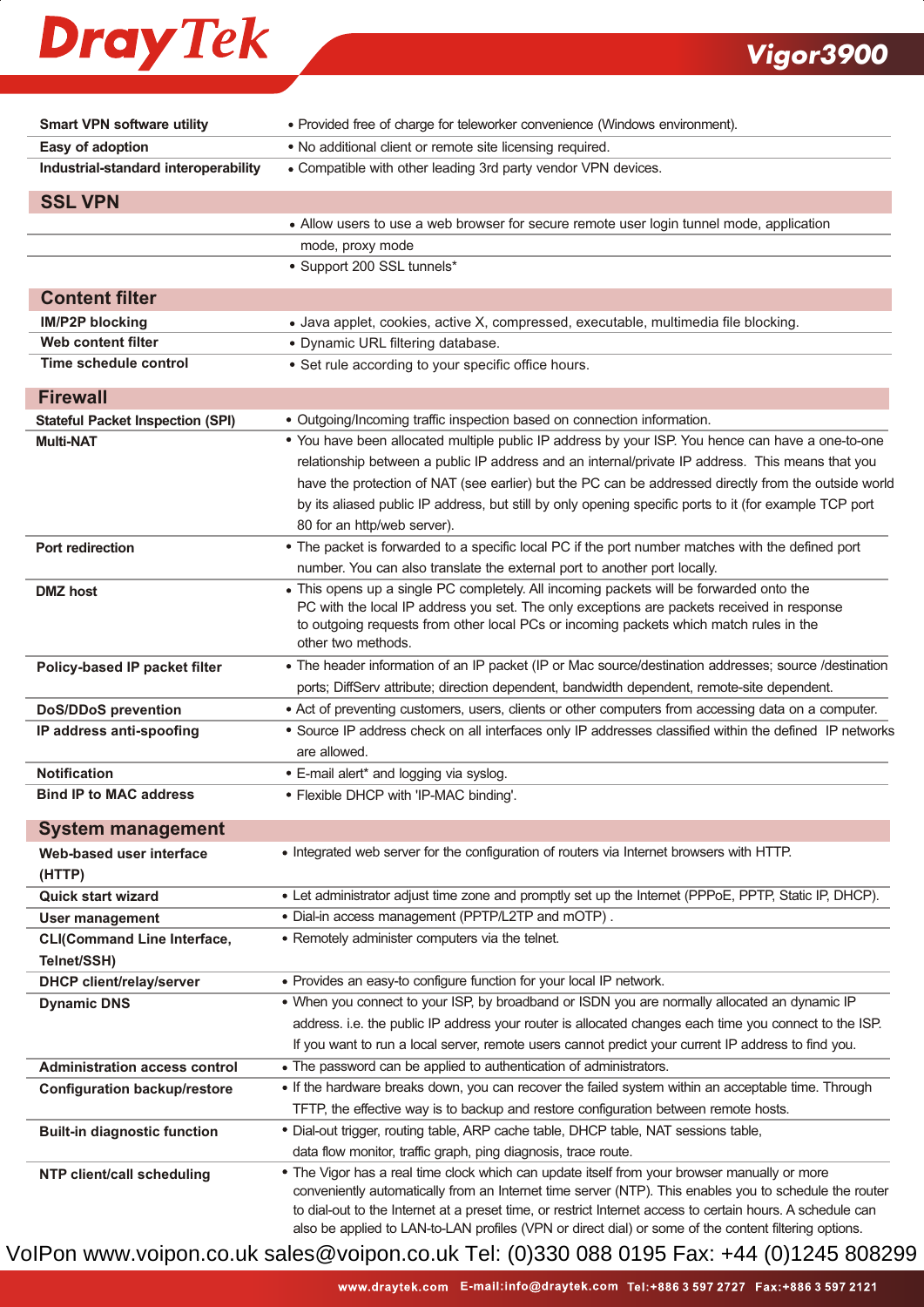| | |
|---|---|
| **Smart VPN software utility** | • Provided free of charge for teleworker convenience (Windows environment). |
| **Easy of adoption** | • No additional client or remote site licensing required. |
| **Industrial-standard interoperability** | • Compatible with other leading 3rd party vendor VPN devices. |

## SSL VPN

| | |
|---|---|
| | • Allow users to use a web browser for secure remote user login tunnel mode, application mode, proxy mode |
| | • Support 200 SSL tunnels* |

## Content filter

| | |
|---|---|
| **IM/P2P blocking** | • Java applet, cookies, active X, compressed, executable, multimedia file blocking. |
| **Web content filter** | • Dynamic URL filtering database. |
| **Time schedule control** | • Set rule according to your specific office hours. |

## Firewall

| | |
|---|---|
| **Stateful Packet Inspection (SPI)** | • Outgoing/Incoming traffic inspection based on connection information. |
| **Multi-NAT** | • You have been allocated multiple public IP address by your ISP. You hence can have a one-to-one relationship between a public IP address and an internal/private IP address. This means that you have the protection of NAT (see earlier) but the PC can be addressed directly from the outside world by its aliased public IP address, but still by only opening specific ports to it (for example TCP port 80 for an http/web server). |
| **Port redirection** | • The packet is forwarded to a specific local PC if the port number matches with the defined port number. You can also translate the external port to another port locally. |
| **DMZ host** | • This opens up a single PC completely. All incoming packets will be forwarded onto the PC with the local IP address you set. The only exceptions are packets received in response to outgoing requests from other local PCs or incoming packets which match rules in the other two methods. |
| **Policy-based IP packet filter** | • The header information of an IP packet (IP or Mac source/destination addresses; source /destination ports; DiffServ attribute; direction dependent, bandwidth dependent, remote-site dependent. |
| **DoS/DDoS prevention** | • Act of preventing customers, users, clients or other computers from accessing data on a computer. |
| **IP address anti-spoofing** | • Source IP address check on all interfaces only IP addresses classified within the defined IP networks are allowed. |
| **Notification** | • E-mail alert* and logging via syslog. |
| **Bind IP to MAC address** | • Flexible DHCP with 'IP-MAC binding'. |

## System management

| | |
|---|---|
| **Web-based user interface (HTTP)** | • Integrated web server for the configuration of routers via Internet browsers with HTTP. |
| **Quick start wizard** | • Let administrator adjust time zone and promptly set up the Internet (PPPoE, PPTP, Static IP, DHCP). |
| **User management** | • Dial-in access management (PPTP/L2TP and mOTP) . |
| **CLI(Command Line Interface, Telnet/SSH)** | • Remotely administer computers via the telnet. |
| **DHCP client/relay/server** | • Provides an easy-to configure function for your local IP network. |
| **Dynamic DNS** | • When you connect to your ISP, by broadband or ISDN you are normally allocated an dynamic IP address. i.e. the public IP address your router is allocated changes each time you connect to the ISP. If you want to run a local server, remote users cannot predict your current IP address to find you. |
| **Administration access control** | • The password can be applied to authentication of administrators. |
| **Configuration backup/restore** | • If the hardware breaks down, you can recover the failed system within an acceptable time. Through TFTP, the effective way is to backup and restore configuration between remote hosts. |
| **Built-in diagnostic function** | • Dial-out trigger, routing table, ARP cache table, DHCP table, NAT sessions table, data flow monitor, traffic graph, ping diagnosis, trace route. |
| **NTP client/call scheduling** | • The Vigor has a real time clock which can update itself from your browser manually or more conveniently automatically from an Internet time server (NTP). This enables you to schedule the router to dial-out to the Internet at a preset time, or restrict Internet access to certain hours. A schedule can also be applied to LAN-to-LAN profiles (VPN or direct dial) or some of the content filtering options. |

VoIPon www.voipon.co.uk sales@voipon.co.uk Tel: (0)330 088 0195 Fax: +44 (0)1245 808299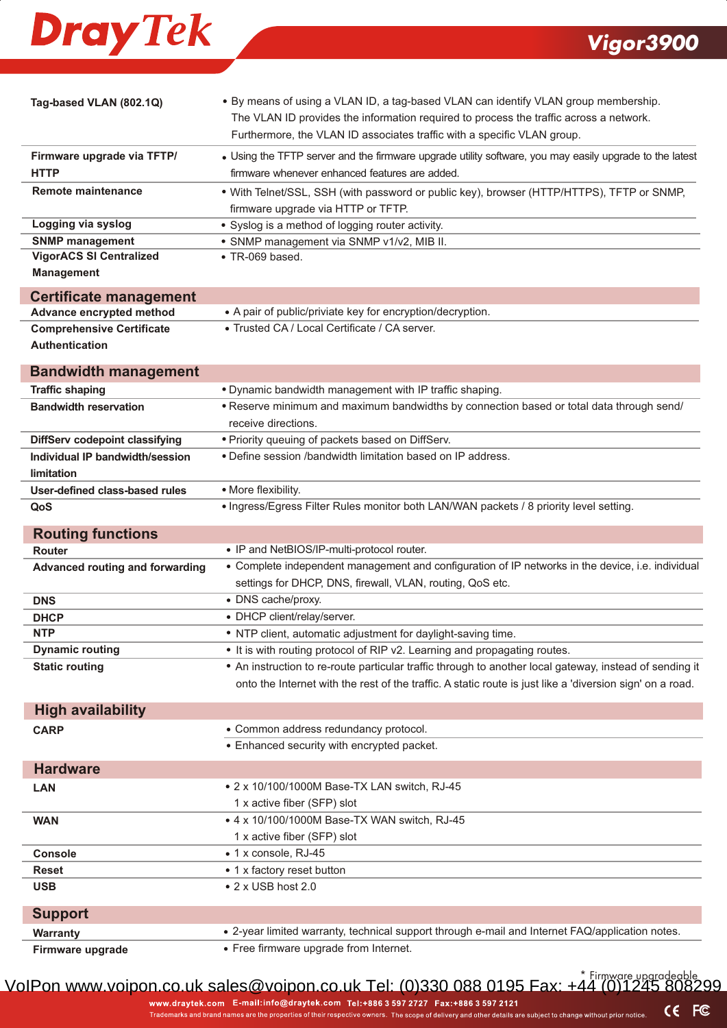| | |
|---|---|
| **Tag-based VLAN (802.1Q)** | • By means of using a VLAN ID, a tag-based VLAN can identify VLAN group membership. The VLAN ID provides the information required to process the traffic across a network. Furthermore, the VLAN ID associates traffic with a specific VLAN group. |
| **Firmware upgrade via TFTP/ HTTP** | • Using the TFTP server and the firmware upgrade utility software, you may easily upgrade to the latest firmware whenever enhanced features are added. |
| **Remote maintenance** | • With Telnet/SSL, SSH (with password or public key), browser (HTTP/HTTPS), TFTP or SNMP, firmware upgrade via HTTP or TFTP. |
| **Logging via syslog** | • Syslog is a method of logging router activity. |
| **SNMP management** | • SNMP management via SNMP v1/v2, MIB II. |
| **VigorACS SI Centralized Management** | • TR-069 based. |

## Certificate management

| | |
|---|---|
| **Advance encrypted method** | • A pair of public/private key for encryption/decryption. |
| **Comprehensive Certificate Authentication** | • Trusted CA / Local Certificate / CA server. |

## Bandwidth management

| | |
|---|---|
| **Traffic shaping** | • Dynamic bandwidth management with IP traffic shaping. |
| **Bandwidth reservation** | • Reserve minimum and maximum bandwidths by connection based or total data through send/ receive directions. |
| **DiffServ codepoint classifying** | • Priority queuing of packets based on DiffServ. |
| **Individual IP bandwidth/session limitation** | • Define session /bandwidth limitation based on IP address. |
| **User-defined class-based rules** | • More flexibility. |
| **QoS** | • Ingress/Egress Filter Rules monitor both LAN/WAN packets / 8 priority level setting. |

## Routing functions

| | |
|---|---|
| **Router** | • IP and NetBIOS/IP-multi-protocol router. |
| **Advanced routing and forwarding** | • Complete independent management and configuration of IP networks in the device, i.e. individual settings for DHCP, DNS, firewall, VLAN, routing, QoS etc. |
| **DNS** | • DNS cache/proxy. |
| **DHCP** | • DHCP client/relay/server. |
| **NTP** | • NTP client, automatic adjustment for daylight-saving time. |
| **Dynamic routing** | • It is with routing protocol of RIP v2. Learning and propagating routes. |
| **Static routing** | • An instruction to re-route particular traffic through to another local gateway, instead of sending it onto the Internet with the rest of the traffic. A static route is just like a 'diversion sign' on a road. |

## High availability

| | |
|---|---|
| **CARP** | • Common address redundancy protocol.<br>• Enhanced security with encrypted packet. |

## Hardware

| | |
|---|---|
| **LAN** | • 2 x 10/100/1000M Base-TX LAN switch, RJ-45<br>1 x active fiber (SFP) slot |
| **WAN** | • 4 x 10/100/1000M Base-TX WAN switch, RJ-45<br>1 x active fiber (SFP) slot |
| **Console** | • 1 x console, RJ-45 |
| **Reset** | • 1 x factory reset button |
| **USB** | • 2 x USB host 2.0 |

## Support

| | |
|---|---|
| **Warranty** | • 2-year limited warranty, technical support through e-mail and Internet FAQ/application notes. |
| **Firmware upgrade** | • Free firmware upgrade from Internet. |

\* Firmware upgradeable

VoIPon www.voipon.co.uk sales@voipon.co.uk Tel: (0)330 088 0195 Fax: +44 (0)1245 808299